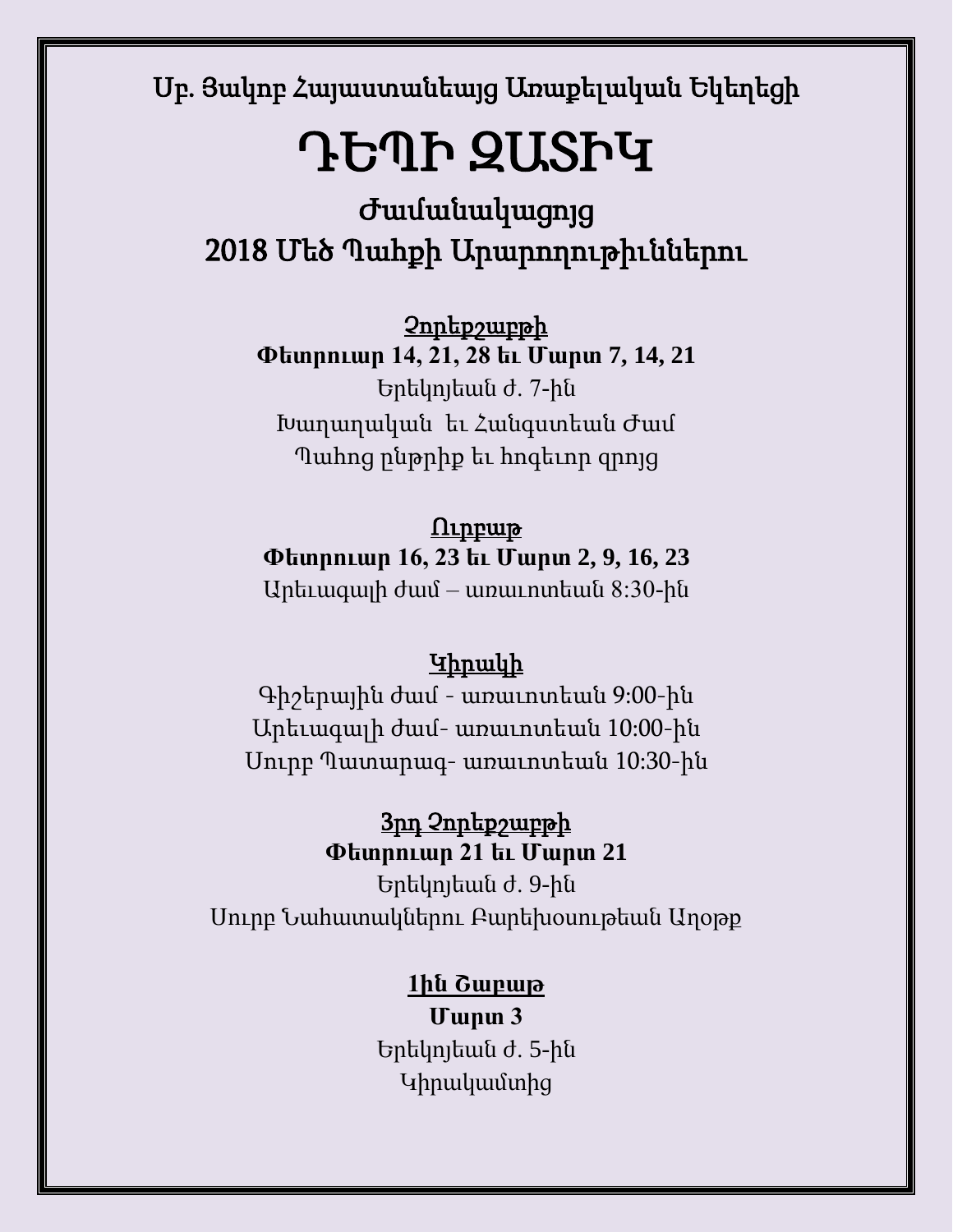Սբ. Յակոբ Հայաստանեայց Առաքելական Եկեղեցի

# ԴԷՊԻ ԶԱՏԻԿ

## Ժամանակացոյց
## 2018 Մեծ Պահքի Արարողութիւններու

**Չորեքշաբթի**

**Փետրուար 14, 21, 28 եւ Մարտ 7, 14, 21**

Երեկոյեան ժ. 7-ին

Խաղաղական եւ Հանգստեան Ժամ

Պահոց ընթրիք եւ հոգեւոր զրոյց

**Ուրբաթ**

**Փետրուար 16, 23 եւ Մարտ 2, 9, 16, 23**

Արեւագալի ժամ – առաւոտեան 8:30-ին

**Կիրակի**

Գիշերային ժամ - առաւոտեան 9:00-ին

Արեւագալի ժամ- առաւոտեան 10:00-ին

Սուրբ Պատարագ- առաւոտեան 10:30-ին

**3րդ Չորեքշաբթի**

**Փետրուար 21 եւ Մարտ 21**

Երեկոյեան ժ. 9-ին

Սուրբ Նահատակներու Բարեխօսութեան Աղօթք

**1ին Շաբաթ**

**Մարտ 3**

Երեկոյեան ժ. 5-ին

Կիրակամտից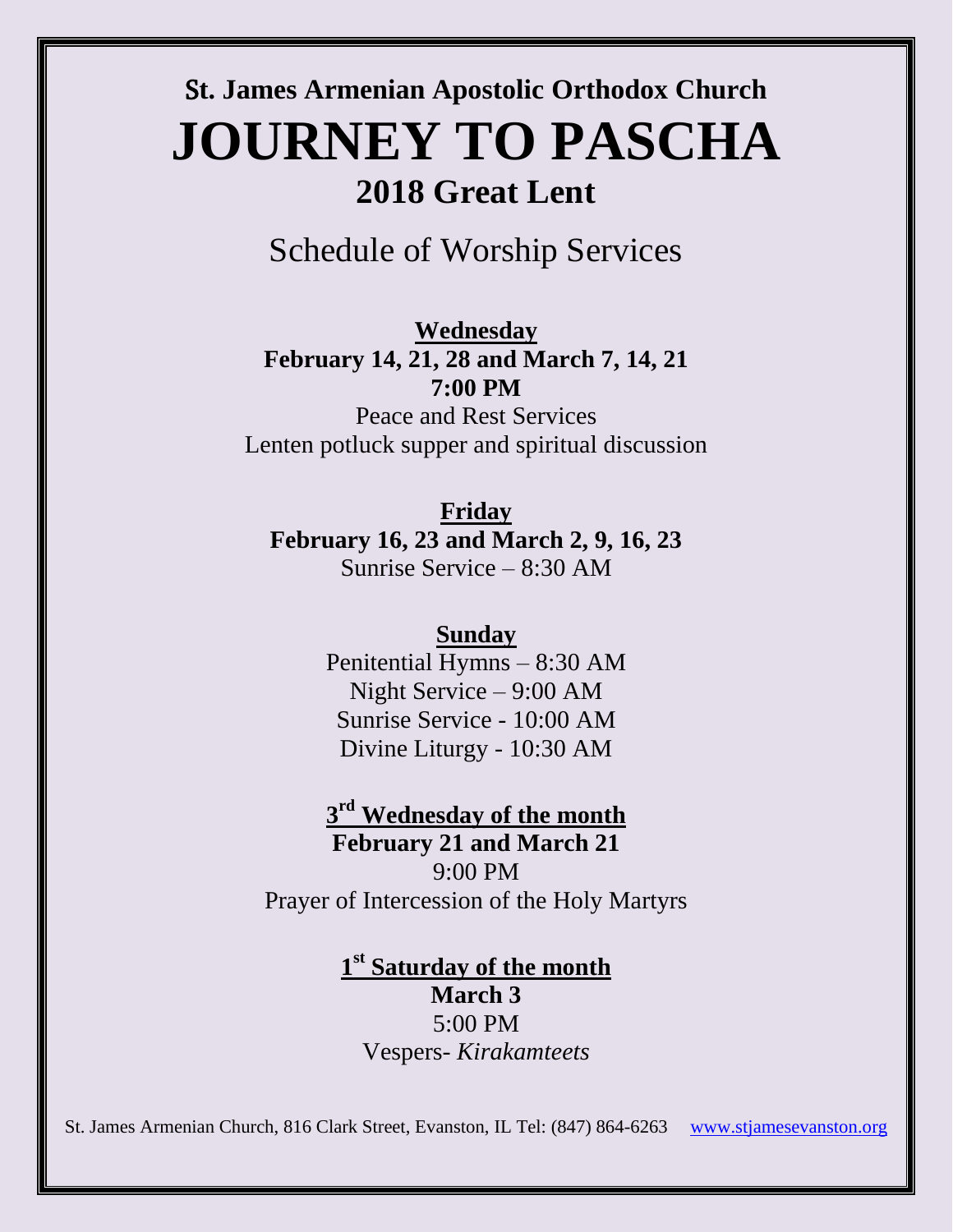## St. James Armenian Apostolic Orthodox Church

# JOURNEY TO PASCHA

## 2018 Great Lent

Schedule of Worship Services

**Wednesday**
**February 14, 21, 28 and March 7, 14, 21**
**7:00 PM**
Peace and Rest Services
Lenten potluck supper and spiritual discussion

**Friday**
**February 16, 23 and March 2, 9, 16, 23**
Sunrise Service – 8:30 AM

**Sunday**
Penitential Hymns – 8:30 AM
Night Service – 9:00 AM
Sunrise Service - 10:00 AM
Divine Liturgy - 10:30 AM

**3rd Wednesday of the month**
**February 21 and March 21**
9:00 PM
Prayer of Intercession of the Holy Martyrs

**1st Saturday of the month**
**March 3**
5:00 PM
Vespers- *Kirakamteets*

St. James Armenian Church, 816 Clark Street, Evanston, IL Tel: (847) 864-6263 www.stjamesevanston.org